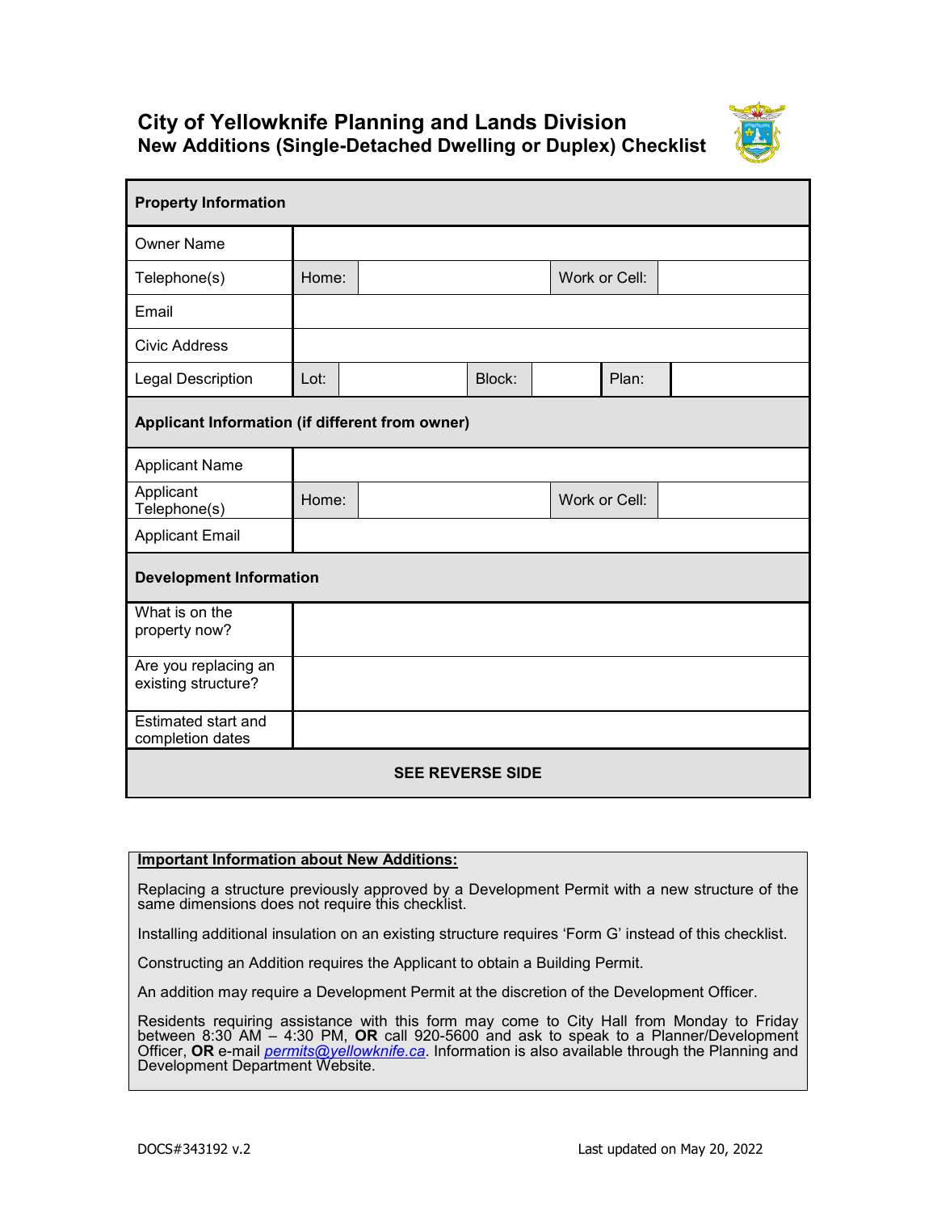# City of Yellowknife Planning and Lands Division

## New Additions (Single-Detached Dwelling or Duplex) Checklist

| **Property Information** | | | | | | |
|---|---|---|---|---|---|---|
| Owner Name | | | | | | |
| Telephone(s) | Home: | | Work or Cell: | | | |
| Email | | | | | | |
| Civic Address | | | | | | |
| Legal Description | Lot: | | Block: | | Plan: | |
| **Applicant Information (if different from owner)** | | | | | | |
| Applicant Name | | | | | | |
| Applicant Telephone(s) | Home: | | Work or Cell: | | | |
| Applicant Email | | | | | | |
| **Development Information** | | | | | | |
| What is on the property now? | | | | | | |
| Are you replacing an existing structure? | | | | | | |
| Estimated start and completion dates | | | | | | |
| **SEE REVERSE SIDE** | | | | | | |

**Important Information about New Additions:**

Replacing a structure previously approved by a Development Permit with a new structure of the same dimensions does not require this checklist.

Installing additional insulation on an existing structure requires 'Form G' instead of this checklist.

Constructing an Addition requires the Applicant to obtain a Building Permit.

An addition may require a Development Permit at the discretion of the Development Officer.

Residents requiring assistance with this form may come to City Hall from Monday to Friday between 8:30 AM – 4:30 PM, **OR** call 920-5600 and ask to speak to a Planner/Development Officer, **OR** e-mail *permits@yellowknife.ca*. Information is also available through the Planning and Development Department Website.

DOCS#343192 v.2 Last updated on May 20, 2022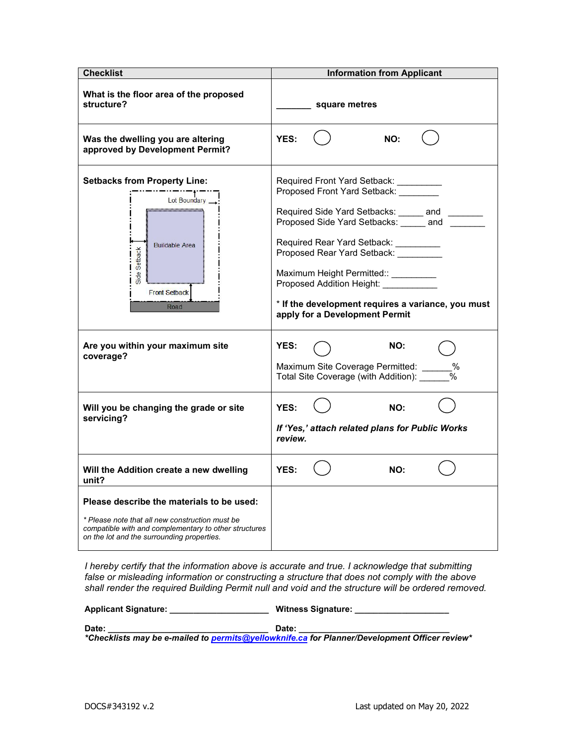| Checklist | Information from Applicant |
| --- | --- |
| **What is the floor area of the proposed structure?** | _______ **square metres** |
| **Was the dwelling you are altering approved by Development Permit?** | **YES:** ◯ **NO:** ◯ |
| **Setbacks from Property Line:** Lot Boundary, Buildable Area, Side Setback, Front Setback, Road | Required Front Yard Setback: _________<br>Proposed Front Yard Setback: ________<br><br>Required Side Yard Setbacks: _____ and _______<br>Proposed Side Yard Setbacks: _____ and _______<br><br>Required Rear Yard Setback: _________<br>Proposed Rear Yard Setback: _________<br><br>Maximum Height Permitted:: _________<br>Proposed Addition Height: ___________<br><br>**\* If the development requires a variance, you must apply for a Development Permit** |
| **Are you within your maximum site coverage?** | **YES:** ◯ **NO:** ◯<br>Maximum Site Coverage Permitted: ______%<br>Total Site Coverage (with Addition): ______% |
| **Will you be changing the grade or site servicing?** | **YES:** ◯ **NO:** ◯<br>***If 'Yes,' attach related plans for Public Works review.*** |
| **Will the Addition create a new dwelling unit?** | **YES:** ◯ **NO:** ◯ |
| **Please describe the materials to be used:**<br>*\* Please note that all new construction must be compatible with and complementary to other structures on the lot and the surrounding properties.* | |

*I hereby certify that the information above is accurate and true. I acknowledge that submitting false or misleading information or constructing a structure that does not comply with the above shall render the required Building Permit null and void and the structure will be ordered removed.*

**Applicant Signature:** _____________________ **Witness Signature:** ____________________

**Date:** _________________________________ **Date:** _______________________________

***\*Checklists may be e-mailed to [permits@yellowknife.ca](mailto:permits@yellowknife.ca) for Planner/Development Officer review\****

DOCS#343192 v.2 Last updated on May 20, 2022